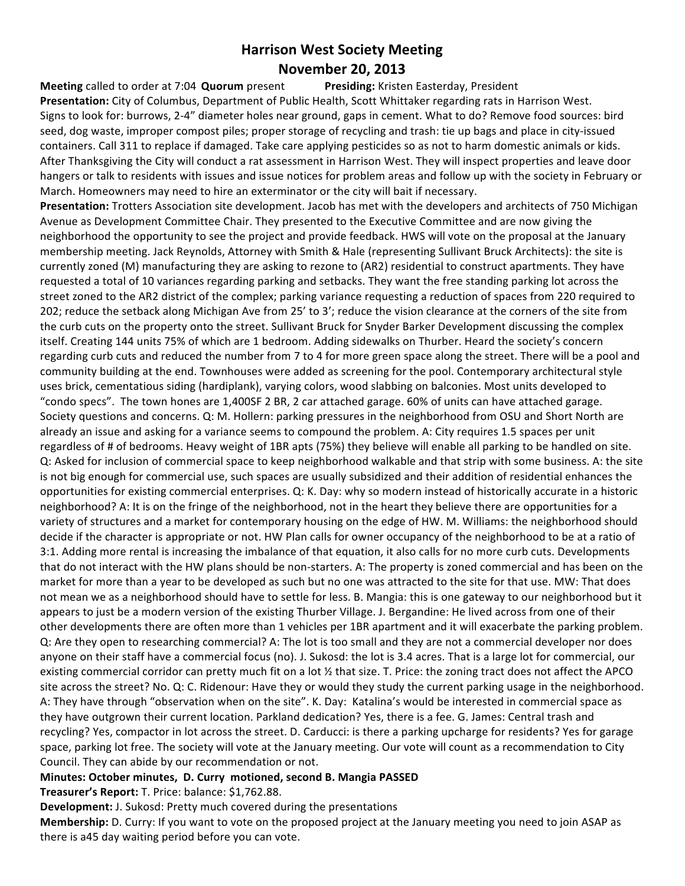# Harrison West Society Meeting
## November 20, 2013

**Meeting** called to order at 7:04 **Quorum** present **Presiding:** Kristen Easterday, President

**Presentation:** City of Columbus, Department of Public Health, Scott Whittaker regarding rats in Harrison West. Signs to look for: burrows, 2-4" diameter holes near ground, gaps in cement. What to do? Remove food sources: bird seed, dog waste, improper compost piles; proper storage of recycling and trash: tie up bags and place in city-issued containers. Call 311 to replace if damaged. Take care applying pesticides so as not to harm domestic animals or kids. After Thanksgiving the City will conduct a rat assessment in Harrison West. They will inspect properties and leave door hangers or talk to residents with issues and issue notices for problem areas and follow up with the society in February or March. Homeowners may need to hire an exterminator or the city will bait if necessary.

**Presentation:** Trotters Association site development. Jacob has met with the developers and architects of 750 Michigan Avenue as Development Committee Chair. They presented to the Executive Committee and are now giving the neighborhood the opportunity to see the project and provide feedback. HWS will vote on the proposal at the January membership meeting. Jack Reynolds, Attorney with Smith & Hale (representing Sullivant Bruck Architects): the site is currently zoned (M) manufacturing they are asking to rezone to (AR2) residential to construct apartments. They have requested a total of 10 variances regarding parking and setbacks. They want the free standing parking lot across the street zoned to the AR2 district of the complex; parking variance requesting a reduction of spaces from 220 required to 202; reduce the setback along Michigan Ave from 25' to 3'; reduce the vision clearance at the corners of the site from the curb cuts on the property onto the street. Sullivant Bruck for Snyder Barker Development discussing the complex itself. Creating 144 units 75% of which are 1 bedroom. Adding sidewalks on Thurber. Heard the society's concern regarding curb cuts and reduced the number from 7 to 4 for more green space along the street. There will be a pool and community building at the end. Townhouses were added as screening for the pool. Contemporary architectural style uses brick, cementatious siding (hardiplank), varying colors, wood slabbing on balconies. Most units developed to "condo specs". The town hones are 1,400SF 2 BR, 2 car attached garage. 60% of units can have attached garage. Society questions and concerns. Q: M. Hollern: parking pressures in the neighborhood from OSU and Short North are already an issue and asking for a variance seems to compound the problem. A: City requires 1.5 spaces per unit regardless of # of bedrooms. Heavy weight of 1BR apts (75%) they believe will enable all parking to be handled on site. Q: Asked for inclusion of commercial space to keep neighborhood walkable and that strip with some business. A: the site is not big enough for commercial use, such spaces are usually subsidized and their addition of residential enhances the opportunities for existing commercial enterprises. Q: K. Day: why so modern instead of historically accurate in a historic neighborhood? A: It is on the fringe of the neighborhood, not in the heart they believe there are opportunities for a variety of structures and a market for contemporary housing on the edge of HW. M. Williams: the neighborhood should decide if the character is appropriate or not. HW Plan calls for owner occupancy of the neighborhood to be at a ratio of 3:1. Adding more rental is increasing the imbalance of that equation, it also calls for no more curb cuts. Developments that do not interact with the HW plans should be non-starters. A: The property is zoned commercial and has been on the market for more than a year to be developed as such but no one was attracted to the site for that use. MW: That does not mean we as a neighborhood should have to settle for less. B. Mangia: this is one gateway to our neighborhood but it appears to just be a modern version of the existing Thurber Village. J. Bergandine: He lived across from one of their other developments there are often more than 1 vehicles per 1BR apartment and it will exacerbate the parking problem. Q: Are they open to researching commercial? A: The lot is too small and they are not a commercial developer nor does anyone on their staff have a commercial focus (no). J. Sukosd: the lot is 3.4 acres. That is a large lot for commercial, our existing commercial corridor can pretty much fit on a lot ½ that size. T. Price: the zoning tract does not affect the APCO site across the street? No. Q: C. Ridenour: Have they or would they study the current parking usage in the neighborhood. A: They have through "observation when on the site". K. Day: Katalina's would be interested in commercial space as they have outgrown their current location. Parkland dedication? Yes, there is a fee. G. James: Central trash and recycling? Yes, compactor in lot across the street. D. Carducci: is there a parking upcharge for residents? Yes for garage space, parking lot free. The society will vote at the January meeting. Our vote will count as a recommendation to City Council. They can abide by our recommendation or not.

**Minutes: October minutes, D. Curry motioned, second B. Mangia PASSED**

**Treasurer's Report:** T. Price: balance: $1,762.88.

**Development:** J. Sukosd: Pretty much covered during the presentations

**Membership:** D. Curry: If you want to vote on the proposed project at the January meeting you need to join ASAP as there is a45 day waiting period before you can vote.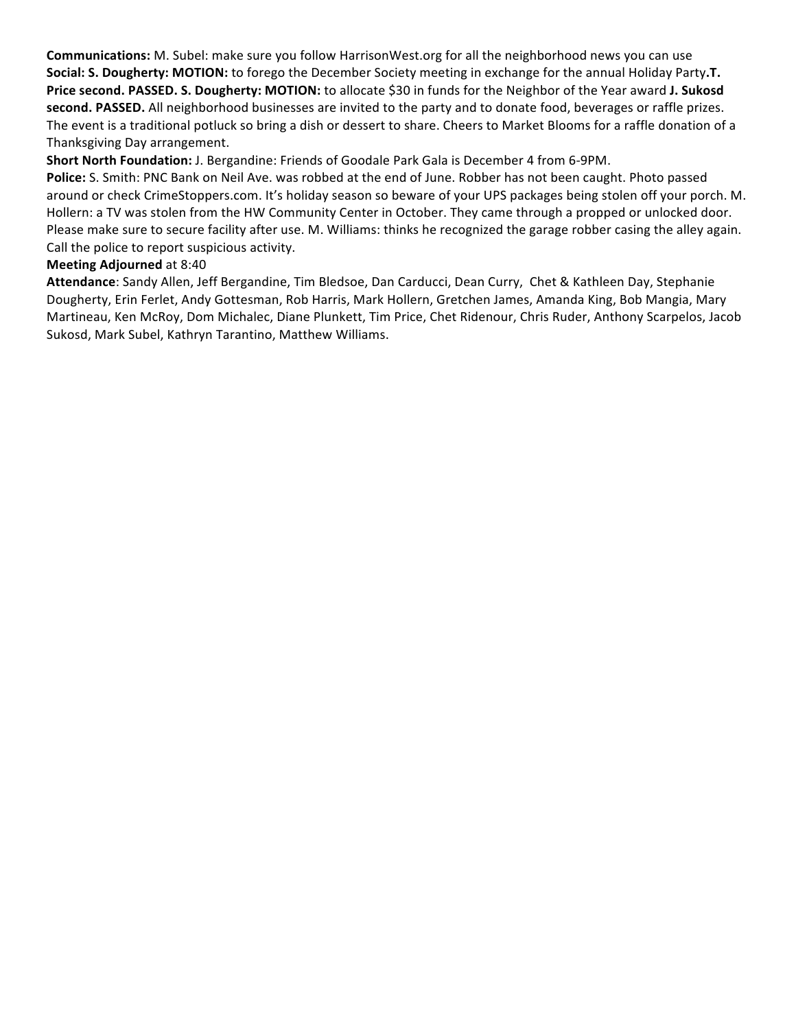**Communications:** M. Subel: make sure you follow HarrisonWest.org for all the neighborhood news you can use

**Social: S. Dougherty: MOTION:** to forego the December Society meeting in exchange for the annual Holiday Party**.T. Price second. PASSED. S. Dougherty: MOTION:** to allocate $30 in funds for the Neighbor of the Year award **J. Sukosd second. PASSED.** All neighborhood businesses are invited to the party and to donate food, beverages or raffle prizes. The event is a traditional potluck so bring a dish or dessert to share. Cheers to Market Blooms for a raffle donation of a Thanksgiving Day arrangement.

**Short North Foundation:** J. Bergandine: Friends of Goodale Park Gala is December 4 from 6-9PM.

**Police:** S. Smith: PNC Bank on Neil Ave. was robbed at the end of June. Robber has not been caught. Photo passed around or check CrimeStoppers.com. It's holiday season so beware of your UPS packages being stolen off your porch. M. Hollern: a TV was stolen from the HW Community Center in October. They came through a propped or unlocked door. Please make sure to secure facility after use. M. Williams: thinks he recognized the garage robber casing the alley again. Call the police to report suspicious activity.

**Meeting Adjourned** at 8:40

**Attendance**: Sandy Allen, Jeff Bergandine, Tim Bledsoe, Dan Carducci, Dean Curry, Chet & Kathleen Day, Stephanie Dougherty, Erin Ferlet, Andy Gottesman, Rob Harris, Mark Hollern, Gretchen James, Amanda King, Bob Mangia, Mary Martineau, Ken McRoy, Dom Michalec, Diane Plunkett, Tim Price, Chet Ridenour, Chris Ruder, Anthony Scarpelos, Jacob Sukosd, Mark Subel, Kathryn Tarantino, Matthew Williams.